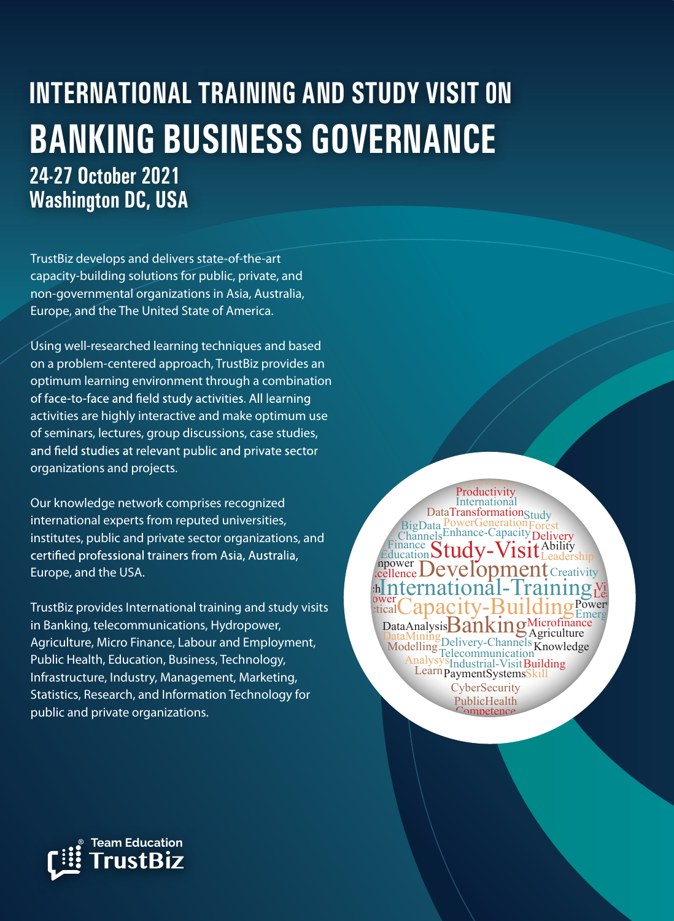# INTERNATIONAL TRAINING AND STUDY VISIT ON

# BANKING BUSINESS GOVERNANCE

## 24-27 October 2021
## Washington DC, USA

TrustBiz develops and delivers state-of-the-art capacity-building solutions for public, private, and non-governmental organizations in Asia, Australia, Europe, and the The United State of America.

Using well-researched learning techniques and based on a problem-centered approach, TrustBiz provides an optimum learning environment through a combination of face-to-face and field study activities. All learning activities are highly interactive and make optimum use of seminars, lectures, group discussions, case studies, and field studies at relevant public and private sector organizations and projects.

Our knowledge network comprises recognized international experts from reputed universities, institutes, public and private sector organizations, and certified professional trainers from Asia, Australia, Europe, and the USA.

TrustBiz provides International training and study visits in Banking, telecommunications, Hydropower, Agriculture, Micro Finance, Labour and Employment, Public Health, Education, Business, Technology, Infrastructure, Industry, Management, Marketing, Statistics, Research, and Information Technology for public and private organizations.

Team Education TrustBiz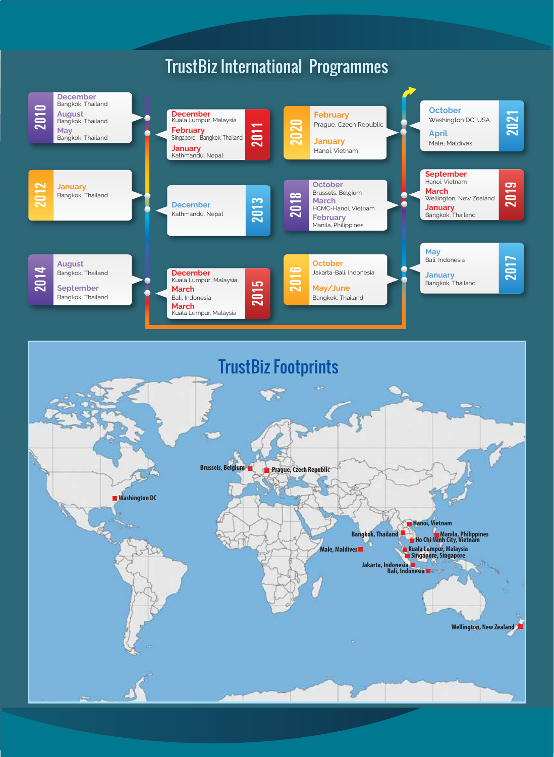# TrustBiz International Programmes

## 2010
- **December** – Bangkok, Thailand
- **August** – Bangkok, Thailand
- **May** – Bangkok, Thailand

## 2011
- **December** – Kuala Lumpur, Malaysia
- **February** – Singapore - Bangkok, Thailand
- **January** – Kathmandu, Nepal

## 2012
- **January** – Bangkok, Thailand

## 2013
- **December** – Kathmandu, Nepal

## 2014
- **August** – Bangkok, Thailand
- **September** – Bangkok, Thailand

## 2015
- **December** – Kuala Lumpur, Malaysia
- **March** – Bali, Indonesia
- **March** – Kuala Lumpur, Malaysia

## 2016
- **October** – Jakarta-Bali, Indonesia
- **May/June** – Bangkok, Thailand

## 2017
- **May** – Bali, Indonesia
- **January** – Bangkok, Thailand

## 2018
- **October** – Brussels, Belgium
- **March** – HCMC-Hanoi, Vietnam
- **February** – Manila, Philippines

## 2019
- **September** – Hanoi, Vietnam
- **March** – Wellington, New Zealand
- **January** – Bangkok, Thailand

## 2020
- **February** – Prague, Czech Republic
- **January** – Hanoi, Vietnam

## 2021
- **October** – Washington DC, USA
- **April** – Male, Maldives

# TrustBiz Footprints

Washington DC · Brussels, Belgium · Prague, Czech Republic · Hanoi, Vietnam · Bangkok, Thailand · Manila, Philippines · Ho Chi Minh City, Vietnam · Male, Maldives · Kuala Lumpur, Malaysia · Singapore, Singapore · Jakarta, Indonesia · Bali, Indonesia · Wellington, New Zealand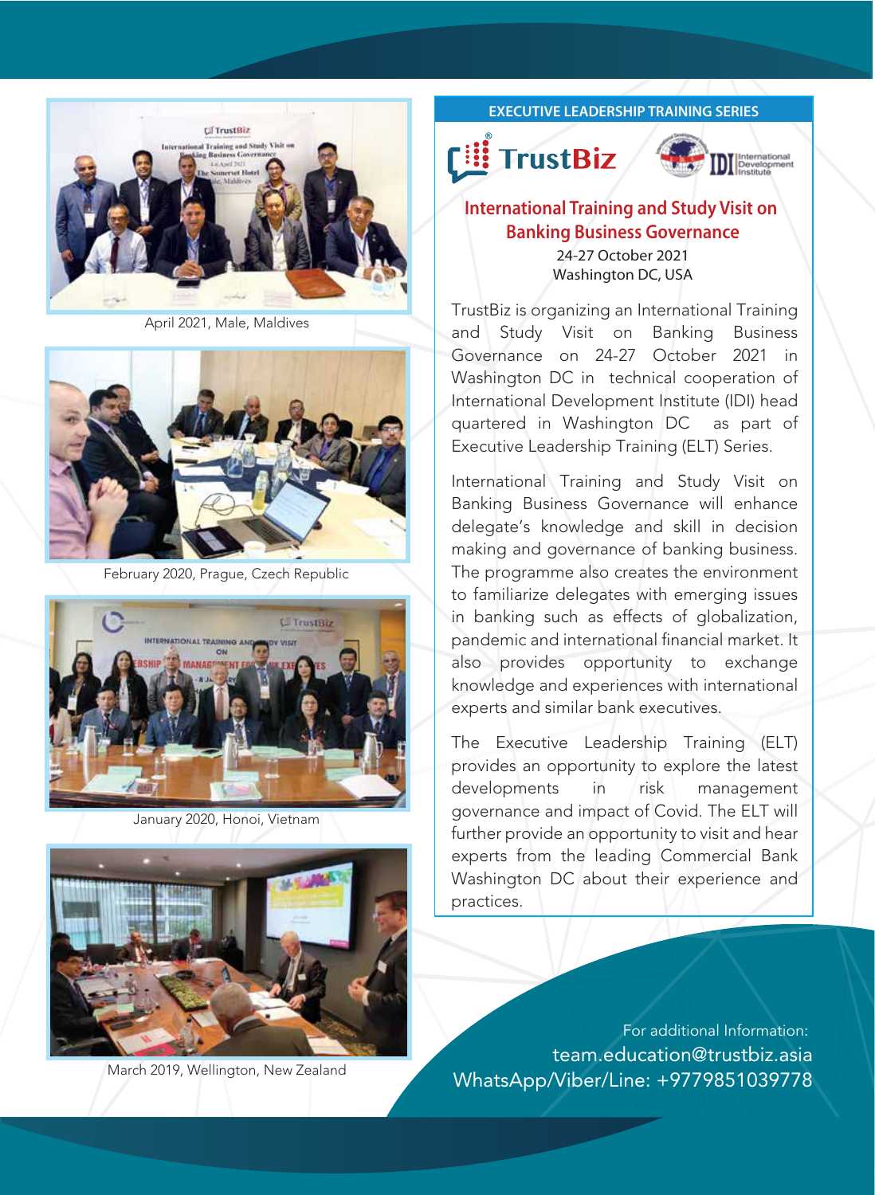April 2021, Male, Maldives

February 2020, Prague, Czech Republic

January 2020, Honoi, Vietnam

March 2019, Wellington, New Zealand

**EXECUTIVE LEADERSHIP TRAINING SERIES**

TrustBiz

IDI International Development Institute

## International Training and Study Visit on Banking Business Governance

24-27 October 2021

Washington DC, USA

TrustBiz is organizing an International Training and Study Visit on Banking Business Governance on 24-27 October 2021 in Washington DC in technical cooperation of International Development Institute (IDI) head quartered in Washington DC as part of Executive Leadership Training (ELT) Series.

International Training and Study Visit on Banking Business Governance will enhance delegate's knowledge and skill in decision making and governance of banking business. The programme also creates the environment to familiarize delegates with emerging issues in banking such as effects of globalization, pandemic and international financial market. It also provides opportunity to exchange knowledge and experiences with international experts and similar bank executives.

The Executive Leadership Training (ELT) provides an opportunity to explore the latest developments in risk management governance and impact of Covid. The ELT will further provide an opportunity to visit and hear experts from the leading Commercial Bank Washington DC about their experience and practices.

For additional Information:

team.education@trustbiz.asia

WhatsApp/Viber/Line: +9779851039778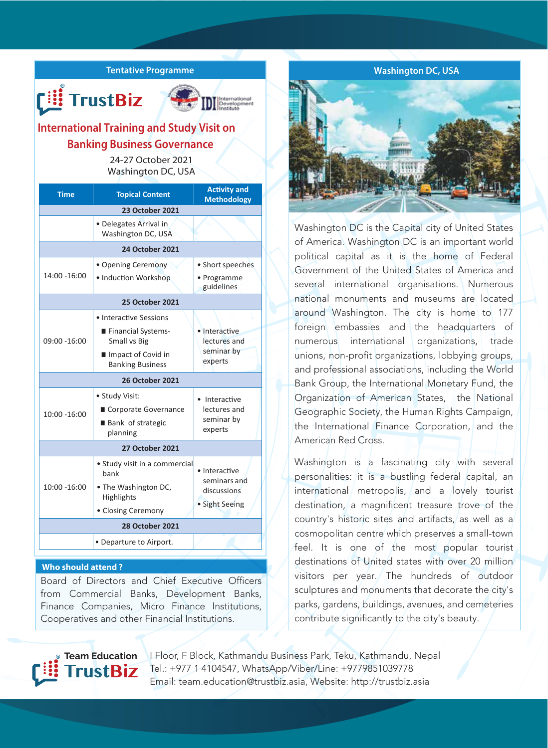## Tentative Programme

TrustBiz | IDI International Development Institute

# International Training and Study Visit on Banking Business Governance

24-27 October 2021
Washington DC, USA

| Time | Topical Content | Activity and Methodology |
|---|---|---|
| **23 October 2021** | | |
| | • Delegates Arrival in Washington DC, USA | |
| **24 October 2021** | | |
| 14:00 -16:00 | • Opening Ceremony<br>• Induction Workshop | • Short speeches<br>• Programme guidelines |
| **25 October 2021** | | |
| 09:00 -16:00 | • Interactive Sessions<br>■ Financial Systems- Small vs Big<br>■ Impact of Covid in Banking Business | • Interactive lectures and seminar by experts |
| **26 October 2021** | | |
| 10:00 -16:00 | • Study Visit:<br>■ Corporate Governance<br>■ Bank of strategic planning | • Interactive lectures and seminar by experts |
| **27 October 2021** | | |
| 10:00 -16:00 | • Study visit in a commercial bank<br>• The Washington DC, Highlights<br>• Closing Ceremony | • Interactive seminars and discussions<br>• Sight Seeing |
| **28 October 2021** | | |
| | • Departure to Airport. | |

## Who should attend ?

Board of Directors and Chief Executive Officers from Commercial Banks, Development Banks, Finance Companies, Micro Finance Institutions, Cooperatives and other Financial Institutions.

## Washington DC, USA

Washington DC is the Capital city of United States of America. Washington DC is an important world political capital as it is the home of Federal Government of the United States of America and several international organisations. Numerous national monuments and museums are located around Washington. The city is home to 177 foreign embassies and the headquarters of numerous international organizations, trade unions, non-profit organizations, lobbying groups, and professional associations, including the World Bank Group, the International Monetary Fund, the Organization of American States, the National Geographic Society, the Human Rights Campaign, the International Finance Corporation, and the American Red Cross.

Washington is a fascinating city with several personalities: it is a bustling federal capital, an international metropolis, and a lovely tourist destination, a magnificent treasure trove of the country's historic sites and artifacts, as well as a cosmopolitan centre which preserves a small-town feel. It is one of the most popular tourist destinations of United states with over 20 million visitors per year. The hundreds of outdoor sculptures and monuments that decorate the city's parks, gardens, buildings, avenues, and cemeteries contribute significantly to the city's beauty.

Team Education TrustBiz

I Floor, F Block, Kathmandu Business Park, Teku, Kathmandu, Nepal
Tel.: +977 1 4104547, WhatsApp/Viber/Line: +9779851039778
Email: team.education@trustbiz.asia, Website: http://trustbiz.asia